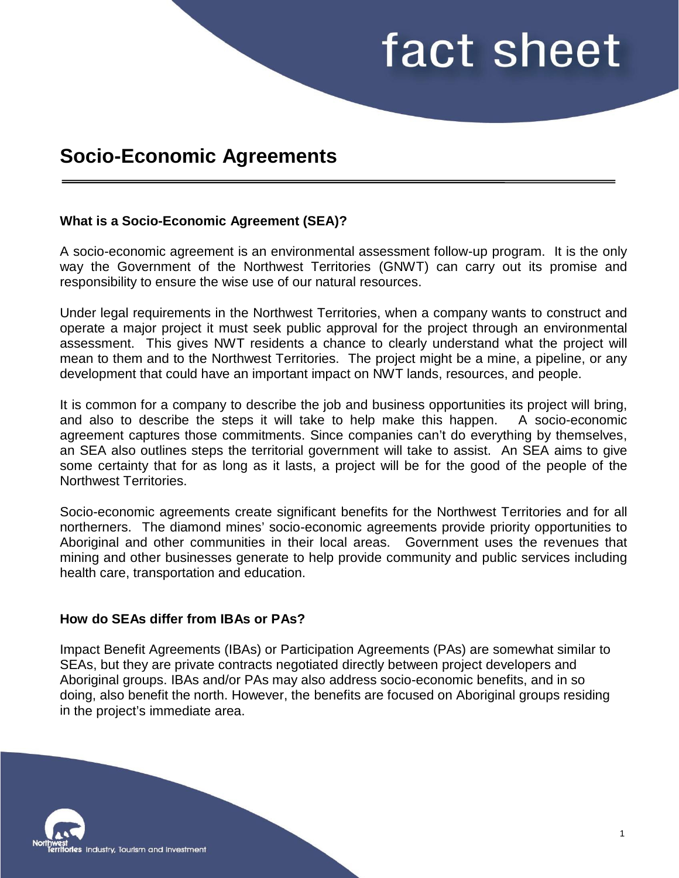# Socio-Economic Agreements

## What is a Socio-Economic Agreement (SEA)?

A socio-economic agreement is an environmental assessment follow-up program. It is the only way the Government of the Northwest Territories (GNWT) can carry out its promise and responsibility to ensure the wise use of our natural resources.

Under legal requirements in the Northwest Territories, when a company wants to construct and operate a major project it must seek public approval for the project through an environmental assessment. This gives NWT residents a chance to clearly understand what the project will mean to them and to the Northwest Territories. The project might be a mine, a pipeline, or any development that could have an important impact on NWT lands, resources, and people.

It is common for a company to describe the job and business opportunities its project will bring, and also to describe the steps it will take to help make this happen. A socio-economic agreement captures those commitments. Since companies can't do everything by themselves, an SEA also outlines steps the territorial government will take to assist. An SEA aims to give some certainty that for as long as it lasts, a project will be for the good of the people of the Northwest Territories.

Socio-economic agreements create significant benefits for the Northwest Territories and for all northerners. The diamond mines' socio-economic agreements provide priority opportunities to Aboriginal and other communities in their local areas. Government uses the revenues that mining and other businesses generate to help provide community and public services including health care, transportation and education.

## How do SEAs differ from IBAs or PAs?

Impact Benefit Agreements (IBAs) or Participation Agreements (PAs) are somewhat similar to SEAs, but they are private contracts negotiated directly between project developers and Aboriginal groups. IBAs and/or PAs may also address socio-economic benefits, and in so doing, also benefit the north. However, the benefits are focused on Aboriginal groups residing in the project's immediate area.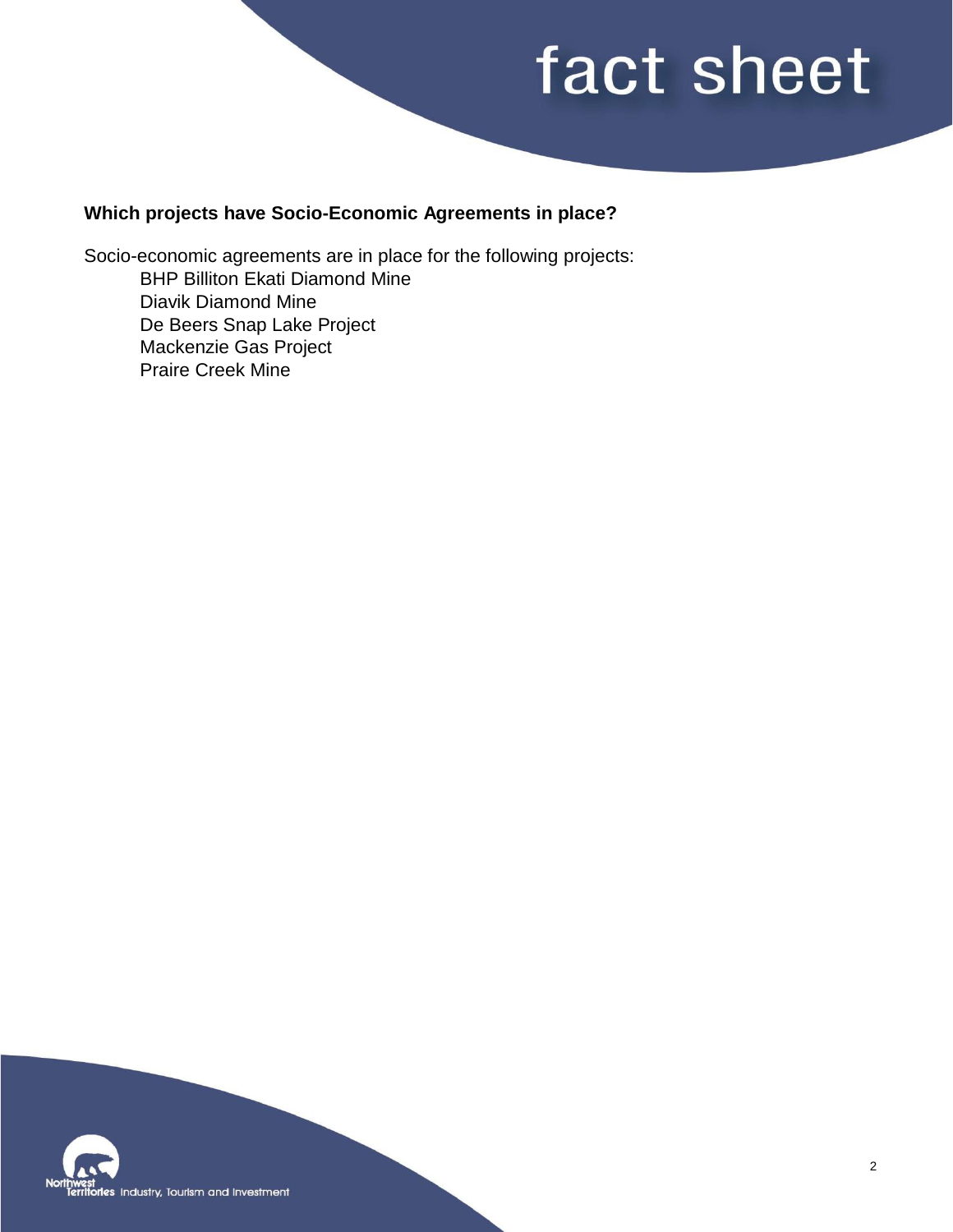**Which projects have Socio-Economic Agreements in place?**

Socio-economic agreements are in place for the following projects:

- BHP Billiton Ekati Diamond Mine
- Diavik Diamond Mine
- De Beers Snap Lake Project
- Mackenzie Gas Project
- Praire Creek Mine